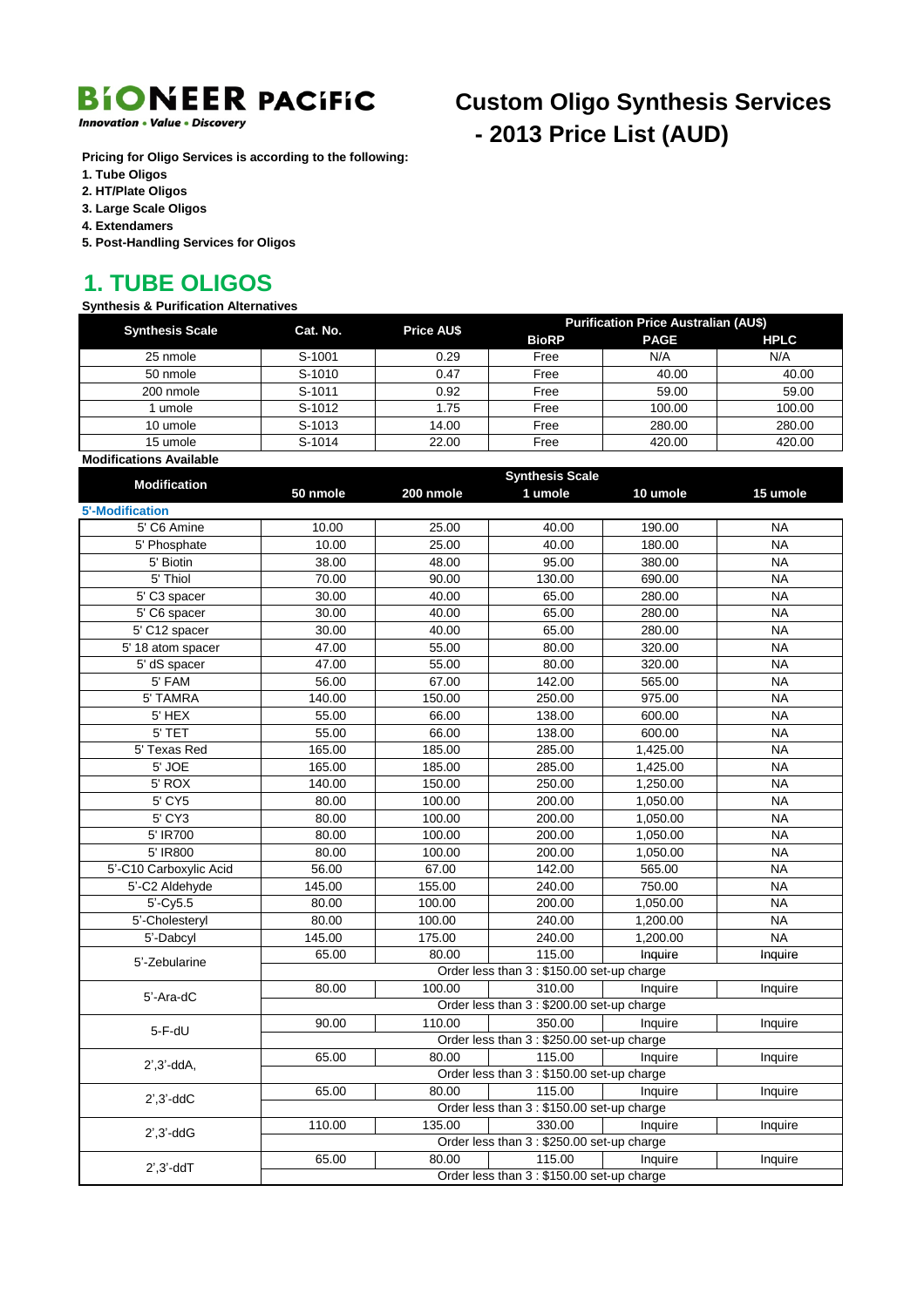**BIONEER PACIFIC**
*Innovation • Value • Discovery*

# Custom Oligo Synthesis Services - 2013 Price List (AUD)

**Pricing for Oligo Services is according to the following:**

1. **Tube Oligos**
2. **HT/Plate Oligos**
3. **Large Scale Oligos**
4. **Extendamers**
5. **Post-Handling Services for Oligos**

## 1. TUBE OLIGOS

**Synthesis & Purification Alternatives**

| Synthesis Scale | Cat. No. | Price AU$ | Purification Price Australian (AU$) | | |
|---|---|---|---|---|---|
| | | | BioRP | PAGE | HPLC |
| 25 nmole | S-1001 | 0.29 | Free | N/A | N/A |
| 50 nmole | S-1010 | 0.47 | Free | 40.00 | 40.00 |
| 200 nmole | S-1011 | 0.92 | Free | 59.00 | 59.00 |
| 1 umole | S-1012 | 1.75 | Free | 100.00 | 100.00 |
| 10 umole | S-1013 | 14.00 | Free | 280.00 | 280.00 |
| 15 umole | S-1014 | 22.00 | Free | 420.00 | 420.00 |

**Modifications Available**

| Modification | Synthesis Scale | | | | |
|---|---|---|---|---|---|
| | 50 nmole | 200 nmole | 1 umole | 10 umole | 15 umole |
| **5'-Modification** | | | | | |
| 5' C6 Amine | 10.00 | 25.00 | 40.00 | 190.00 | NA |
| 5' Phosphate | 10.00 | 25.00 | 40.00 | 180.00 | NA |
| 5' Biotin | 38.00 | 48.00 | 95.00 | 380.00 | NA |
| 5' Thiol | 70.00 | 90.00 | 130.00 | 690.00 | NA |
| 5' C3 spacer | 30.00 | 40.00 | 65.00 | 280.00 | NA |
| 5' C6 spacer | 30.00 | 40.00 | 65.00 | 280.00 | NA |
| 5' C12 spacer | 30.00 | 40.00 | 65.00 | 280.00 | NA |
| 5' 18 atom spacer | 47.00 | 55.00 | 80.00 | 320.00 | NA |
| 5' dS spacer | 47.00 | 55.00 | 80.00 | 320.00 | NA |
| 5' FAM | 56.00 | 67.00 | 142.00 | 565.00 | NA |
| 5' TAMRA | 140.00 | 150.00 | 250.00 | 975.00 | NA |
| 5' HEX | 55.00 | 66.00 | 138.00 | 600.00 | NA |
| 5' TET | 55.00 | 66.00 | 138.00 | 600.00 | NA |
| 5' Texas Red | 165.00 | 185.00 | 285.00 | 1,425.00 | NA |
| 5' JOE | 165.00 | 185.00 | 285.00 | 1,425.00 | NA |
| 5' ROX | 140.00 | 150.00 | 250.00 | 1,250.00 | NA |
| 5' CY5 | 80.00 | 100.00 | 200.00 | 1,050.00 | NA |
| 5' CY3 | 80.00 | 100.00 | 200.00 | 1,050.00 | NA |
| 5' IR700 | 80.00 | 100.00 | 200.00 | 1,050.00 | NA |
| 5' IR800 | 80.00 | 100.00 | 200.00 | 1,050.00 | NA |
| 5'-C10 Carboxylic Acid | 56.00 | 67.00 | 142.00 | 565.00 | NA |
| 5'-C2 Aldehyde | 145.00 | 155.00 | 240.00 | 750.00 | NA |
| 5'-Cy5.5 | 80.00 | 100.00 | 200.00 | 1,050.00 | NA |
| 5'-Cholesteryl | 80.00 | 100.00 | 240.00 | 1,200.00 | NA |
| 5'-Dabcyl | 145.00 | 175.00 | 240.00 | 1,200.00 | NA |
| 5'-Zebularine | 65.00 | 80.00 | 115.00 | Inquire | Inquire |
| | Order less than 3 : $150.00 set-up charge | | | | |
| 5'-Ara-dC | 80.00 | 100.00 | 310.00 | Inquire | Inquire |
| | Order less than 3 : $200.00 set-up charge | | | | |
| 5-F-dU | 90.00 | 110.00 | 350.00 | Inquire | Inquire |
| | Order less than 3 : $250.00 set-up charge | | | | |
| 2',3'-ddA, | 65.00 | 80.00 | 115.00 | Inquire | Inquire |
| | Order less than 3 : $150.00 set-up charge | | | | |
| 2',3'-ddC | 65.00 | 80.00 | 115.00 | Inquire | Inquire |
| | Order less than 3 : $150.00 set-up charge | | | | |
| 2',3'-ddG | 110.00 | 135.00 | 330.00 | Inquire | Inquire |
| | Order less than 3 : $250.00 set-up charge | | | | |
| 2',3'-ddT | 65.00 | 80.00 | 115.00 | Inquire | Inquire |
| | Order less than 3 : $150.00 set-up charge | | | | |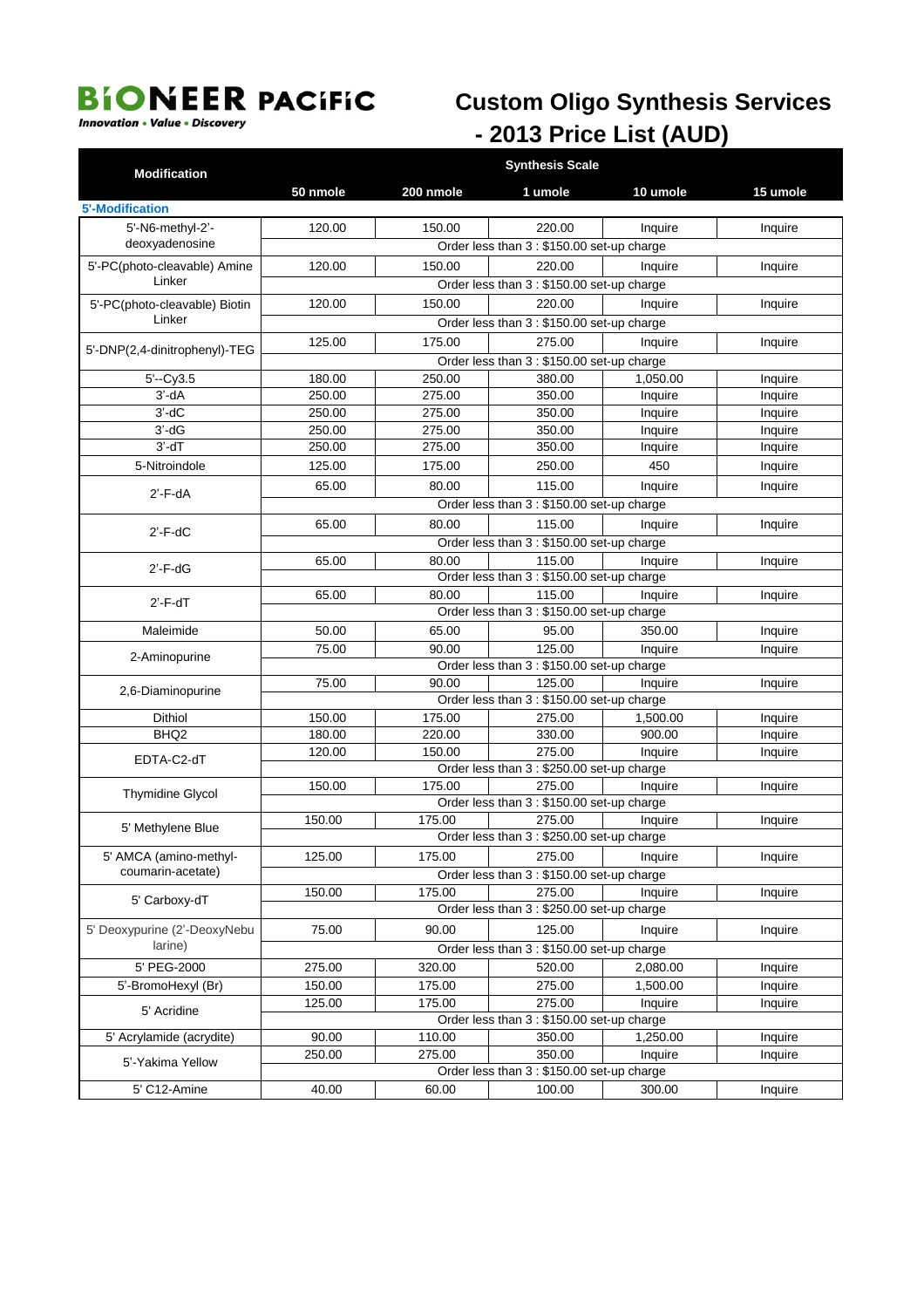# BIONEER PACIFIC

*Innovation • Value • Discovery*

## Custom Oligo Synthesis Services - 2013 Price List (AUD)

| Modification | Synthesis Scale | | | | |
|---|---|---|---|---|---|
| | 50 nmole | 200 nmole | 1 umole | 10 umole | 15 umole |
| **5'-Modification** | | | | | |
| 5'-N6-methyl-2'-deoxyadenosine | 120.00 | 150.00 | 220.00 | Inquire | Inquire |
| | Order less than 3 : $150.00 set-up charge | | | | |
| 5'-PC(photo-cleavable) Amine Linker | 120.00 | 150.00 | 220.00 | Inquire | Inquire |
| | Order less than 3 : $150.00 set-up charge | | | | |
| 5'-PC(photo-cleavable) Biotin Linker | 120.00 | 150.00 | 220.00 | Inquire | Inquire |
| | Order less than 3 : $150.00 set-up charge | | | | |
| 5'-DNP(2,4-dinitrophenyl)-TEG | 125.00 | 175.00 | 275.00 | Inquire | Inquire |
| | Order less than 3 : $150.00 set-up charge | | | | |
| 5'--Cy3.5 | 180.00 | 250.00 | 380.00 | 1,050.00 | Inquire |
| 3'-dA | 250.00 | 275.00 | 350.00 | Inquire | Inquire |
| 3'-dC | 250.00 | 275.00 | 350.00 | Inquire | Inquire |
| 3'-dG | 250.00 | 275.00 | 350.00 | Inquire | Inquire |
| 3'-dT | 250.00 | 275.00 | 350.00 | Inquire | Inquire |
| 5-Nitroindole | 125.00 | 175.00 | 250.00 | 450 | Inquire |
| 2'-F-dA | 65.00 | 80.00 | 115.00 | Inquire | Inquire |
| | Order less than 3 : $150.00 set-up charge | | | | |
| 2'-F-dC | 65.00 | 80.00 | 115.00 | Inquire | Inquire |
| | Order less than 3 : $150.00 set-up charge | | | | |
| 2'-F-dG | 65.00 | 80.00 | 115.00 | Inquire | Inquire |
| | Order less than 3 : $150.00 set-up charge | | | | |
| 2'-F-dT | 65.00 | 80.00 | 115.00 | Inquire | Inquire |
| | Order less than 3 : $150.00 set-up charge | | | | |
| Maleimide | 50.00 | 65.00 | 95.00 | 350.00 | Inquire |
| 2-Aminopurine | 75.00 | 90.00 | 125.00 | Inquire | Inquire |
| | Order less than 3 : $150.00 set-up charge | | | | |
| 2,6-Diaminopurine | 75.00 | 90.00 | 125.00 | Inquire | Inquire |
| | Order less than 3 : $150.00 set-up charge | | | | |
| Dithiol | 150.00 | 175.00 | 275.00 | 1,500.00 | Inquire |
| BHQ2 | 180.00 | 220.00 | 330.00 | 900.00 | Inquire |
| EDTA-C2-dT | 120.00 | 150.00 | 275.00 | Inquire | Inquire |
| | Order less than 3 : $250.00 set-up charge | | | | |
| Thymidine Glycol | 150.00 | 175.00 | 275.00 | Inquire | Inquire |
| | Order less than 3 : $150.00 set-up charge | | | | |
| 5' Methylene Blue | 150.00 | 175.00 | 275.00 | Inquire | Inquire |
| | Order less than 3 : $250.00 set-up charge | | | | |
| 5' AMCA (amino-methyl-coumarin-acetate) | 125.00 | 175.00 | 275.00 | Inquire | Inquire |
| | Order less than 3 : $150.00 set-up charge | | | | |
| 5' Carboxy-dT | 150.00 | 175.00 | 275.00 | Inquire | Inquire |
| | Order less than 3 : $250.00 set-up charge | | | | |
| 5' Deoxypurine (2'-DeoxyNebularine) | 75.00 | 90.00 | 125.00 | Inquire | Inquire |
| | Order less than 3 : $150.00 set-up charge | | | | |
| 5' PEG-2000 | 275.00 | 320.00 | 520.00 | 2,080.00 | Inquire |
| 5'-BromoHexyl (Br) | 150.00 | 175.00 | 275.00 | 1,500.00 | Inquire |
| 5' Acridine | 125.00 | 175.00 | 275.00 | Inquire | Inquire |
| | Order less than 3 : $150.00 set-up charge | | | | |
| 5' Acrylamide (acrydite) | 90.00 | 110.00 | 350.00 | 1,250.00 | Inquire |
| 5'-Yakima Yellow | 250.00 | 275.00 | 350.00 | Inquire | Inquire |
| | Order less than 3 : $150.00 set-up charge | | | | |
| 5' C12-Amine | 40.00 | 60.00 | 100.00 | 300.00 | Inquire |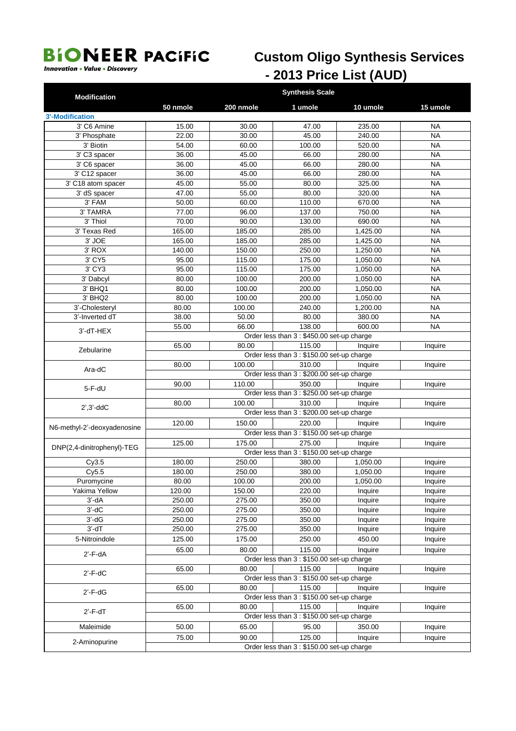# BIONEER PACIFIC

*Innovation • Value • Discovery*

# Custom Oligo Synthesis Services - 2013 Price List (AUD)

| Modification | Synthesis Scale | | | | |
|---|---|---|---|---|---|
| | 50 nmole | 200 nmole | 1 umole | 10 umole | 15 umole |
| **3'-Modification** | | | | | |
| 3' C6 Amine | 15.00 | 30.00 | 47.00 | 235.00 | NA |
| 3' Phosphate | 22.00 | 30.00 | 45.00 | 240.00 | NA |
| 3' Biotin | 54.00 | 60.00 | 100.00 | 520.00 | NA |
| 3' C3 spacer | 36.00 | 45.00 | 66.00 | 280.00 | NA |
| 3' C6 spacer | 36.00 | 45.00 | 66.00 | 280.00 | NA |
| 3' C12 spacer | 36.00 | 45.00 | 66.00 | 280.00 | NA |
| 3' C18 atom spacer | 45.00 | 55.00 | 80.00 | 325.00 | NA |
| 3' dS spacer | 47.00 | 55.00 | 80.00 | 320.00 | NA |
| 3' FAM | 50.00 | 60.00 | 110.00 | 670.00 | NA |
| 3' TAMRA | 77.00 | 96.00 | 137.00 | 750.00 | NA |
| 3' Thiol | 70.00 | 90.00 | 130.00 | 690.00 | NA |
| 3' Texas Red | 165.00 | 185.00 | 285.00 | 1,425.00 | NA |
| 3' JOE | 165.00 | 185.00 | 285.00 | 1,425.00 | NA |
| 3' ROX | 140.00 | 150.00 | 250.00 | 1,250.00 | NA |
| 3' CY5 | 95.00 | 115.00 | 175.00 | 1,050.00 | NA |
| 3' CY3 | 95.00 | 115.00 | 175.00 | 1,050.00 | NA |
| 3' Dabcyl | 80.00 | 100.00 | 200.00 | 1,050.00 | NA |
| 3' BHQ1 | 80.00 | 100.00 | 200.00 | 1,050.00 | NA |
| 3' BHQ2 | 80.00 | 100.00 | 200.00 | 1,050.00 | NA |
| 3'-Cholesteryl | 80.00 | 100.00 | 240.00 | 1,200.00 | NA |
| 3'-Inverted dT | 38.00 | 50.00 | 80.00 | 380.00 | NA |
| 3'-dT-HEX | 55.00 | 66.00 | 138.00 | 600.00 | NA |
| | Order less than 3 : $450.00 set-up charge | | | | |
| Zebularine | 65.00 | 80.00 | 115.00 | Inquire | Inquire |
| | Order less than 3 : $150.00 set-up charge | | | | |
| Ara-dC | 80.00 | 100.00 | 310.00 | Inquire | Inquire |
| | Order less than 3 : $200.00 set-up charge | | | | |
| 5-F-dU | 90.00 | 110.00 | 350.00 | Inquire | Inquire |
| | Order less than 3 : $250.00 set-up charge | | | | |
| 2',3'-ddC | 80.00 | 100.00 | 310.00 | Inquire | Inquire |
| | Order less than 3 : $200.00 set-up charge | | | | |
| N6-methyl-2'-deoxyadenosine | 120.00 | 150.00 | 220.00 | Inquire | Inquire |
| | Order less than 3 : $150.00 set-up charge | | | | |
| DNP(2,4-dinitrophenyl)-TEG | 125.00 | 175.00 | 275.00 | Inquire | Inquire |
| | Order less than 3 : $150.00 set-up charge | | | | |
| Cy3.5 | 180.00 | 250.00 | 380.00 | 1,050.00 | Inquire |
| Cy5.5 | 180.00 | 250.00 | 380.00 | 1,050.00 | Inquire |
| Puromycine | 80.00 | 100.00 | 200.00 | 1,050.00 | Inquire |
| Yakima Yellow | 120.00 | 150.00 | 220.00 | Inquire | Inquire |
| 3'-dA | 250.00 | 275.00 | 350.00 | Inquire | Inquire |
| 3'-dC | 250.00 | 275.00 | 350.00 | Inquire | Inquire |
| 3'-dG | 250.00 | 275.00 | 350.00 | Inquire | Inquire |
| 3'-dT | 250.00 | 275.00 | 350.00 | Inquire | Inquire |
| 5-Nitroindole | 125.00 | 175.00 | 250.00 | 450.00 | Inquire |
| 2'-F-dA | 65.00 | 80.00 | 115.00 | Inquire | Inquire |
| | Order less than 3 : $150.00 set-up charge | | | | |
| 2'-F-dC | 65.00 | 80.00 | 115.00 | Inquire | Inquire |
| | Order less than 3 : $150.00 set-up charge | | | | |
| 2'-F-dG | 65.00 | 80.00 | 115.00 | Inquire | Inquire |
| | Order less than 3 : $150.00 set-up charge | | | | |
| 2'-F-dT | 65.00 | 80.00 | 115.00 | Inquire | Inquire |
| | Order less than 3 : $150.00 set-up charge | | | | |
| Maleimide | 50.00 | 65.00 | 95.00 | 350.00 | Inquire |
| 2-Aminopurine | 75.00 | 90.00 | 125.00 | Inquire | Inquire |
| | Order less than 3 : $150.00 set-up charge | | | | |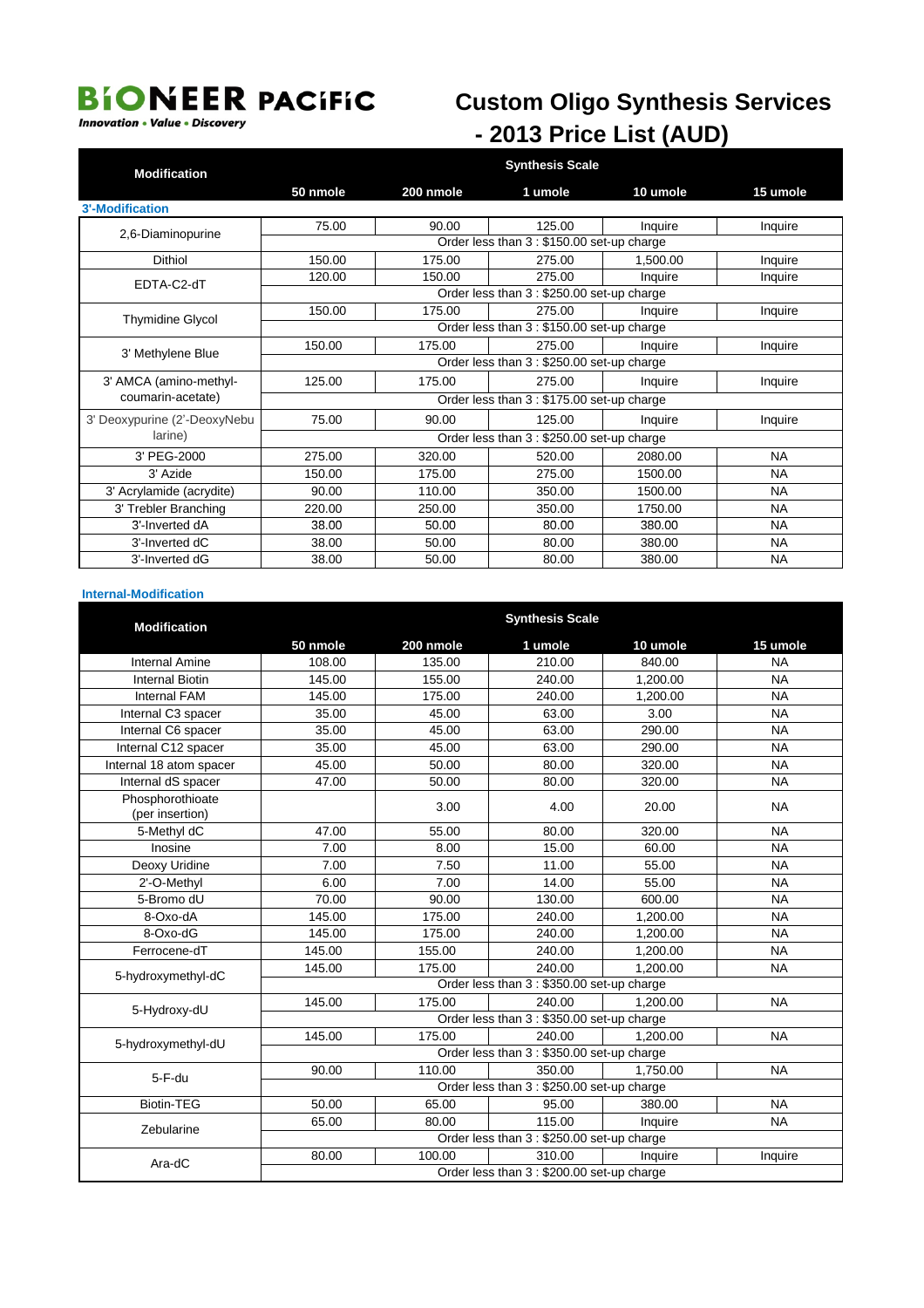# BIONEER PACIFIC

*Innovation • Value • Discovery*

# Custom Oligo Synthesis Services - 2013 Price List (AUD)

| Modification | Synthesis Scale | | | | |
|---|---|---|---|---|---|
| | 50 nmole | 200 nmole | 1 umole | 10 umole | 15 umole |
| **3'-Modification** | | | | | |
| 2,6-Diaminopurine | 75.00 | 90.00 | 125.00 | Inquire | Inquire |
| | Order less than 3 : $150.00 set-up charge | | | | |
| Dithiol | 150.00 | 175.00 | 275.00 | 1,500.00 | Inquire |
| EDTA-C2-dT | 120.00 | 150.00 | 275.00 | Inquire | Inquire |
| | Order less than 3 : $250.00 set-up charge | | | | |
| Thymidine Glycol | 150.00 | 175.00 | 275.00 | Inquire | Inquire |
| | Order less than 3 : $150.00 set-up charge | | | | |
| 3' Methylene Blue | 150.00 | 175.00 | 275.00 | Inquire | Inquire |
| | Order less than 3 : $250.00 set-up charge | | | | |
| 3' AMCA (amino-methyl-coumarin-acetate) | 125.00 | 175.00 | 275.00 | Inquire | Inquire |
| | Order less than 3 : $175.00 set-up charge | | | | |
| 3' Deoxypurine (2'-DeoxyNebularine) | 75.00 | 90.00 | 125.00 | Inquire | Inquire |
| | Order less than 3 : $250.00 set-up charge | | | | |
| 3' PEG-2000 | 275.00 | 320.00 | 520.00 | 2080.00 | NA |
| 3' Azide | 150.00 | 175.00 | 275.00 | 1500.00 | NA |
| 3' Acrylamide (acrydite) | 90.00 | 110.00 | 350.00 | 1500.00 | NA |
| 3' Trebler Branching | 220.00 | 250.00 | 350.00 | 1750.00 | NA |
| 3'-Inverted dA | 38.00 | 50.00 | 80.00 | 380.00 | NA |
| 3'-Inverted dC | 38.00 | 50.00 | 80.00 | 380.00 | NA |
| 3'-Inverted dG | 38.00 | 50.00 | 80.00 | 380.00 | NA |

**Internal-Modification**

| Modification | Synthesis Scale | | | | |
|---|---|---|---|---|---|
| | 50 nmole | 200 nmole | 1 umole | 10 umole | 15 umole |
| Internal Amine | 108.00 | 135.00 | 210.00 | 840.00 | NA |
| Internal Biotin | 145.00 | 155.00 | 240.00 | 1,200.00 | NA |
| Internal FAM | 145.00 | 175.00 | 240.00 | 1,200.00 | NA |
| Internal C3 spacer | 35.00 | 45.00 | 63.00 | 3.00 | NA |
| Internal C6 spacer | 35.00 | 45.00 | 63.00 | 290.00 | NA |
| Internal C12 spacer | 35.00 | 45.00 | 63.00 | 290.00 | NA |
| Internal 18 atom spacer | 45.00 | 50.00 | 80.00 | 320.00 | NA |
| Internal dS spacer | 47.00 | 50.00 | 80.00 | 320.00 | NA |
| Phosphorothioate (per insertion) | | 3.00 | 4.00 | 20.00 | NA |
| 5-Methyl dC | 47.00 | 55.00 | 80.00 | 320.00 | NA |
| Inosine | 7.00 | 8.00 | 15.00 | 60.00 | NA |
| Deoxy Uridine | 7.00 | 7.50 | 11.00 | 55.00 | NA |
| 2'-O-Methyl | 6.00 | 7.00 | 14.00 | 55.00 | NA |
| 5-Bromo dU | 70.00 | 90.00 | 130.00 | 600.00 | NA |
| 8-Oxo-dA | 145.00 | 175.00 | 240.00 | 1,200.00 | NA |
| 8-Oxo-dG | 145.00 | 175.00 | 240.00 | 1,200.00 | NA |
| Ferrocene-dT | 145.00 | 155.00 | 240.00 | 1,200.00 | NA |
| 5-hydroxymethyl-dC | 145.00 | 175.00 | 240.00 | 1,200.00 | NA |
| | Order less than 3 : $350.00 set-up charge | | | | |
| 5-Hydroxy-dU | 145.00 | 175.00 | 240.00 | 1,200.00 | NA |
| | Order less than 3 : $350.00 set-up charge | | | | |
| 5-hydroxymethyl-dU | 145.00 | 175.00 | 240.00 | 1,200.00 | NA |
| | Order less than 3 : $350.00 set-up charge | | | | |
| 5-F-du | 90.00 | 110.00 | 350.00 | 1,750.00 | NA |
| | Order less than 3 : $250.00 set-up charge | | | | |
| Biotin-TEG | 50.00 | 65.00 | 95.00 | 380.00 | NA |
| Zebularine | 65.00 | 80.00 | 115.00 | Inquire | NA |
| | Order less than 3 : $250.00 set-up charge | | | | |
| Ara-dC | 80.00 | 100.00 | 310.00 | Inquire | Inquire |
| | Order less than 3 : $200.00 set-up charge | | | | |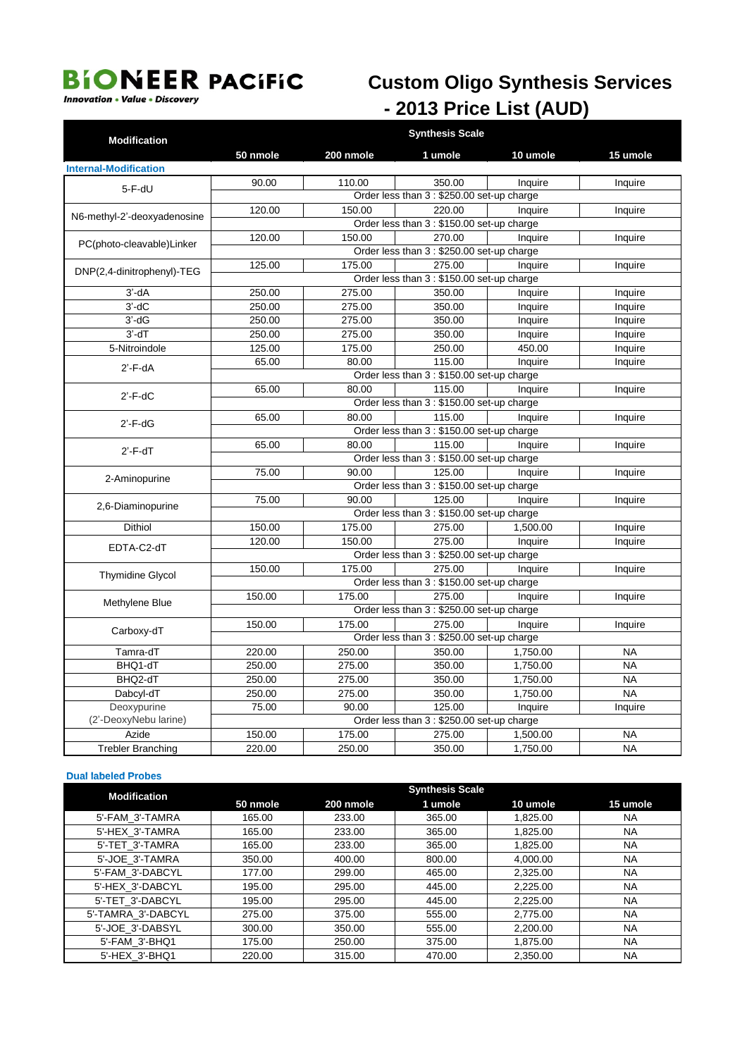# BIONEER PACIFIC

*Innovation • Value • Discovery*

# Custom Oligo Synthesis Services - 2013 Price List (AUD)

| Modification | Synthesis Scale | | | | |
|---|---|---|---|---|---|
| | 50 nmole | 200 nmole | 1 umole | 10 umole | 15 umole |
| **Internal-Modification** | | | | | |
| 5-F-dU | 90.00 | 110.00 | 350.00 | Inquire | Inquire |
| | Order less than 3 : $250.00 set-up charge | | | | |
| N6-methyl-2'-deoxyadenosine | 120.00 | 150.00 | 220.00 | Inquire | Inquire |
| | Order less than 3 : $150.00 set-up charge | | | | |
| PC(photo-cleavable)Linker | 120.00 | 150.00 | 270.00 | Inquire | Inquire |
| | Order less than 3 : $250.00 set-up charge | | | | |
| DNP(2,4-dinitrophenyl)-TEG | 125.00 | 175.00 | 275.00 | Inquire | Inquire |
| | Order less than 3 : $150.00 set-up charge | | | | |
| 3'-dA | 250.00 | 275.00 | 350.00 | Inquire | Inquire |
| 3'-dC | 250.00 | 275.00 | 350.00 | Inquire | Inquire |
| 3'-dG | 250.00 | 275.00 | 350.00 | Inquire | Inquire |
| 3'-dT | 250.00 | 275.00 | 350.00 | Inquire | Inquire |
| 5-Nitroindole | 125.00 | 175.00 | 250.00 | 450.00 | Inquire |
| 2'-F-dA | 65.00 | 80.00 | 115.00 | Inquire | Inquire |
| | Order less than 3 : $150.00 set-up charge | | | | |
| 2'-F-dC | 65.00 | 80.00 | 115.00 | Inquire | Inquire |
| | Order less than 3 : $150.00 set-up charge | | | | |
| 2'-F-dG | 65.00 | 80.00 | 115.00 | Inquire | Inquire |
| | Order less than 3 : $150.00 set-up charge | | | | |
| 2'-F-dT | 65.00 | 80.00 | 115.00 | Inquire | Inquire |
| | Order less than 3 : $150.00 set-up charge | | | | |
| 2-Aminopurine | 75.00 | 90.00 | 125.00 | Inquire | Inquire |
| | Order less than 3 : $150.00 set-up charge | | | | |
| 2,6-Diaminopurine | 75.00 | 90.00 | 125.00 | Inquire | Inquire |
| | Order less than 3 : $150.00 set-up charge | | | | |
| Dithiol | 150.00 | 175.00 | 275.00 | 1,500.00 | Inquire |
| EDTA-C2-dT | 120.00 | 150.00 | 275.00 | Inquire | Inquire |
| | Order less than 3 : $250.00 set-up charge | | | | |
| Thymidine Glycol | 150.00 | 175.00 | 275.00 | Inquire | Inquire |
| | Order less than 3 : $150.00 set-up charge | | | | |
| Methylene Blue | 150.00 | 175.00 | 275.00 | Inquire | Inquire |
| | Order less than 3 : $250.00 set-up charge | | | | |
| Carboxy-dT | 150.00 | 175.00 | 275.00 | Inquire | Inquire |
| | Order less than 3 : $250.00 set-up charge | | | | |
| Tamra-dT | 220.00 | 250.00 | 350.00 | 1,750.00 | NA |
| BHQ1-dT | 250.00 | 275.00 | 350.00 | 1,750.00 | NA |
| BHQ2-dT | 250.00 | 275.00 | 350.00 | 1,750.00 | NA |
| Dabcyl-dT | 250.00 | 275.00 | 350.00 | 1,750.00 | NA |
| Deoxypurine (2'-DeoxyNebu larine) | 75.00 | 90.00 | 125.00 | Inquire | Inquire |
| | Order less than 3 : $250.00 set-up charge | | | | |
| Azide | 150.00 | 175.00 | 275.00 | 1,500.00 | NA |
| Trebler Branching | 220.00 | 250.00 | 350.00 | 1,750.00 | NA |

**Dual labeled Probes**

| Modification | Synthesis Scale | | | | |
|---|---|---|---|---|---|
| | 50 nmole | 200 nmole | 1 umole | 10 umole | 15 umole |
| 5'-FAM_3'-TAMRA | 165.00 | 233.00 | 365.00 | 1,825.00 | NA |
| 5'-HEX_3'-TAMRA | 165.00 | 233.00 | 365.00 | 1,825.00 | NA |
| 5'-TET_3'-TAMRA | 165.00 | 233.00 | 365.00 | 1,825.00 | NA |
| 5'-JOE_3'-TAMRA | 350.00 | 400.00 | 800.00 | 4,000.00 | NA |
| 5'-FAM_3'-DABCYL | 177.00 | 299.00 | 465.00 | 2,325.00 | NA |
| 5'-HEX_3'-DABCYL | 195.00 | 295.00 | 445.00 | 2,225.00 | NA |
| 5'-TET_3'-DABCYL | 195.00 | 295.00 | 445.00 | 2,225.00 | NA |
| 5'-TAMRA_3'-DABCYL | 275.00 | 375.00 | 555.00 | 2,775.00 | NA |
| 5'-JOE_3'-DABSYL | 300.00 | 350.00 | 555.00 | 2,200.00 | NA |
| 5'-FAM_3'-BHQ1 | 175.00 | 250.00 | 375.00 | 1,875.00 | NA |
| 5'-HEX_3'-BHQ1 | 220.00 | 315.00 | 470.00 | 2,350.00 | NA |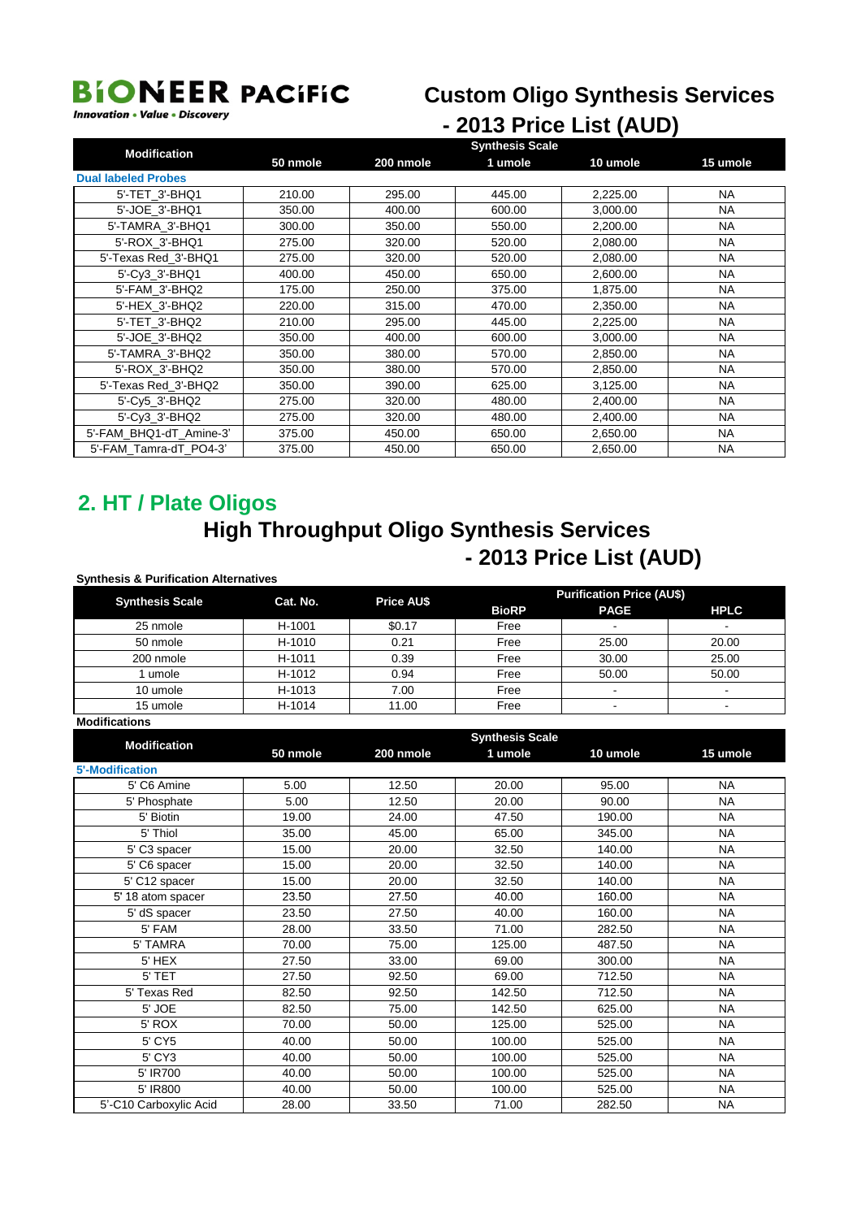# BIONEER PACIFIC

*Innovation • Value • Discovery*

## Custom Oligo Synthesis Services - 2013 Price List (AUD)

| Modification | Synthesis Scale | | | | |
|---|---|---|---|---|---|
| | 50 nmole | 200 nmole | 1 umole | 10 umole | 15 umole |
| **Dual labeled Probes** | | | | | |
| 5'-TET_3'-BHQ1 | 210.00 | 295.00 | 445.00 | 2,225.00 | NA |
| 5'-JOE_3'-BHQ1 | 350.00 | 400.00 | 600.00 | 3,000.00 | NA |
| 5'-TAMRA_3'-BHQ1 | 300.00 | 350.00 | 550.00 | 2,200.00 | NA |
| 5'-ROX_3'-BHQ1 | 275.00 | 320.00 | 520.00 | 2,080.00 | NA |
| 5'-Texas Red_3'-BHQ1 | 275.00 | 320.00 | 520.00 | 2,080.00 | NA |
| 5'-Cy3_3'-BHQ1 | 400.00 | 450.00 | 650.00 | 2,600.00 | NA |
| 5'-FAM_3'-BHQ2 | 175.00 | 250.00 | 375.00 | 1,875.00 | NA |
| 5'-HEX_3'-BHQ2 | 220.00 | 315.00 | 470.00 | 2,350.00 | NA |
| 5'-TET_3'-BHQ2 | 210.00 | 295.00 | 445.00 | 2,225.00 | NA |
| 5'-JOE_3'-BHQ2 | 350.00 | 400.00 | 600.00 | 3,000.00 | NA |
| 5'-TAMRA_3'-BHQ2 | 350.00 | 380.00 | 570.00 | 2,850.00 | NA |
| 5'-ROX_3'-BHQ2 | 350.00 | 380.00 | 570.00 | 2,850.00 | NA |
| 5'-Texas Red_3'-BHQ2 | 350.00 | 390.00 | 625.00 | 3,125.00 | NA |
| 5'-Cy5_3'-BHQ2 | 275.00 | 320.00 | 480.00 | 2,400.00 | NA |
| 5'-Cy3_3'-BHQ2 | 275.00 | 320.00 | 480.00 | 2,400.00 | NA |
| 5'-FAM_BHQ1-dT_Amine-3' | 375.00 | 450.00 | 650.00 | 2,650.00 | NA |
| 5'-FAM_Tamra-dT_PO4-3' | 375.00 | 450.00 | 650.00 | 2,650.00 | NA |

## 2. HT / Plate Oligos

## High Throughput Oligo Synthesis Services - 2013 Price List (AUD)

**Synthesis & Purification Alternatives**

| Synthesis Scale | Cat. No. | Price AU$ | Purification Price (AU$) | | |
|---|---|---|---|---|---|
| | | | BioRP | PAGE | HPLC |
| 25 nmole | H-1001 | $0.17 | Free | - | - |
| 50 nmole | H-1010 | 0.21 | Free | 25.00 | 20.00 |
| 200 nmole | H-1011 | 0.39 | Free | 30.00 | 25.00 |
| 1 umole | H-1012 | 0.94 | Free | 50.00 | 50.00 |
| 10 umole | H-1013 | 7.00 | Free | - | - |
| 15 umole | H-1014 | 11.00 | Free | - | - |

**Modifications**

| Modification | Synthesis Scale | | | | |
|---|---|---|---|---|---|
| | 50 nmole | 200 nmole | 1 umole | 10 umole | 15 umole |
| **5'-Modification** | | | | | |
| 5' C6 Amine | 5.00 | 12.50 | 20.00 | 95.00 | NA |
| 5' Phosphate | 5.00 | 12.50 | 20.00 | 90.00 | NA |
| 5' Biotin | 19.00 | 24.00 | 47.50 | 190.00 | NA |
| 5' Thiol | 35.00 | 45.00 | 65.00 | 345.00 | NA |
| 5' C3 spacer | 15.00 | 20.00 | 32.50 | 140.00 | NA |
| 5' C6 spacer | 15.00 | 20.00 | 32.50 | 140.00 | NA |
| 5' C12 spacer | 15.00 | 20.00 | 32.50 | 140.00 | NA |
| 5' 18 atom spacer | 23.50 | 27.50 | 40.00 | 160.00 | NA |
| 5' dS spacer | 23.50 | 27.50 | 40.00 | 160.00 | NA |
| 5' FAM | 28.00 | 33.50 | 71.00 | 282.50 | NA |
| 5' TAMRA | 70.00 | 75.00 | 125.00 | 487.50 | NA |
| 5' HEX | 27.50 | 33.00 | 69.00 | 300.00 | NA |
| 5' TET | 27.50 | 92.50 | 69.00 | 712.50 | NA |
| 5' Texas Red | 82.50 | 92.50 | 142.50 | 712.50 | NA |
| 5' JOE | 82.50 | 75.00 | 142.50 | 625.00 | NA |
| 5' ROX | 70.00 | 50.00 | 125.00 | 525.00 | NA |
| 5' CY5 | 40.00 | 50.00 | 100.00 | 525.00 | NA |
| 5' CY3 | 40.00 | 50.00 | 100.00 | 525.00 | NA |
| 5' IR700 | 40.00 | 50.00 | 100.00 | 525.00 | NA |
| 5' IR800 | 40.00 | 50.00 | 100.00 | 525.00 | NA |
| 5'-C10 Carboxylic Acid | 28.00 | 33.50 | 71.00 | 282.50 | NA |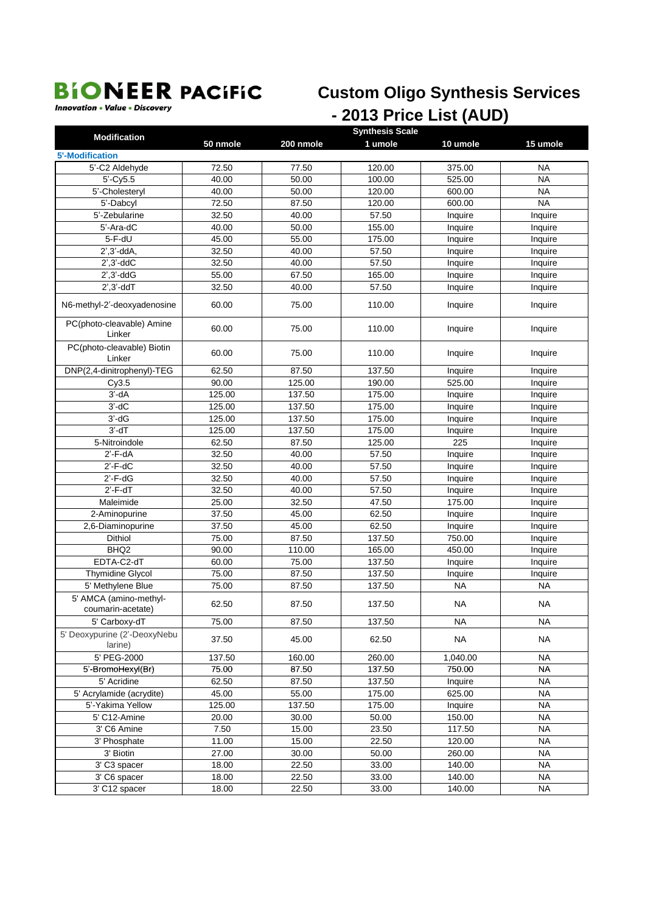**BIONEER PACIFIC**
*Innovation • Value • Discovery*

# Custom Oligo Synthesis Services - 2013 Price List (AUD)

| Modification | Synthesis Scale | | | | |
|---|---|---|---|---|---|
| | 50 nmole | 200 nmole | 1 umole | 10 umole | 15 umole |
| **5'-Modification** | | | | | |
| 5'-C2 Aldehyde | 72.50 | 77.50 | 120.00 | 375.00 | NA |
| 5'-Cy5.5 | 40.00 | 50.00 | 100.00 | 525.00 | NA |
| 5'-Cholesteryl | 40.00 | 50.00 | 120.00 | 600.00 | NA |
| 5'-Dabcyl | 72.50 | 87.50 | 120.00 | 600.00 | NA |
| 5'-Zebularine | 32.50 | 40.00 | 57.50 | Inquire | Inquire |
| 5'-Ara-dC | 40.00 | 50.00 | 155.00 | Inquire | Inquire |
| 5-F-dU | 45.00 | 55.00 | 175.00 | Inquire | Inquire |
| 2',3'-ddA, | 32.50 | 40.00 | 57.50 | Inquire | Inquire |
| 2',3'-ddC | 32.50 | 40.00 | 57.50 | Inquire | Inquire |
| 2',3'-ddG | 55.00 | 67.50 | 165.00 | Inquire | Inquire |
| 2',3'-ddT | 32.50 | 40.00 | 57.50 | Inquire | Inquire |
| N6-methyl-2'-deoxyadenosine | 60.00 | 75.00 | 110.00 | Inquire | Inquire |
| PC(photo-cleavable) Amine Linker | 60.00 | 75.00 | 110.00 | Inquire | Inquire |
| PC(photo-cleavable) Biotin Linker | 60.00 | 75.00 | 110.00 | Inquire | Inquire |
| DNP(2,4-dinitrophenyl)-TEG | 62.50 | 87.50 | 137.50 | Inquire | Inquire |
| Cy3.5 | 90.00 | 125.00 | 190.00 | 525.00 | Inquire |
| 3'-dA | 125.00 | 137.50 | 175.00 | Inquire | Inquire |
| 3'-dC | 125.00 | 137.50 | 175.00 | Inquire | Inquire |
| 3'-dG | 125.00 | 137.50 | 175.00 | Inquire | Inquire |
| 3'-dT | 125.00 | 137.50 | 175.00 | Inquire | Inquire |
| 5-Nitroindole | 62.50 | 87.50 | 125.00 | 225 | Inquire |
| 2'-F-dA | 32.50 | 40.00 | 57.50 | Inquire | Inquire |
| 2'-F-dC | 32.50 | 40.00 | 57.50 | Inquire | Inquire |
| 2'-F-dG | 32.50 | 40.00 | 57.50 | Inquire | Inquire |
| 2'-F-dT | 32.50 | 40.00 | 57.50 | Inquire | Inquire |
| Maleimide | 25.00 | 32.50 | 47.50 | 175.00 | Inquire |
| 2-Aminopurine | 37.50 | 45.00 | 62.50 | Inquire | Inquire |
| 2,6-Diaminopurine | 37.50 | 45.00 | 62.50 | Inquire | Inquire |
| Dithiol | 75.00 | 87.50 | 137.50 | 750.00 | Inquire |
| BHQ2 | 90.00 | 110.00 | 165.00 | 450.00 | Inquire |
| EDTA-C2-dT | 60.00 | 75.00 | 137.50 | Inquire | Inquire |
| Thymidine Glycol | 75.00 | 87.50 | 137.50 | Inquire | Inquire |
| 5' Methylene Blue | 75.00 | 87.50 | 137.50 | NA | NA |
| 5' AMCA (amino-methyl-coumarin-acetate) | 62.50 | 87.50 | 137.50 | NA | NA |
| 5' Carboxy-dT | 75.00 | 87.50 | 137.50 | NA | NA |
| 5' Deoxypurine (2'-DeoxyNebularine) | 37.50 | 45.00 | 62.50 | NA | NA |
| 5' PEG-2000 | 137.50 | 160.00 | 260.00 | 1,040.00 | NA |
| 5'-BromoHexyl(Br) | 75.00 | 87.50 | 137.50 | 750.00 | NA |
| 5' Acridine | 62.50 | 87.50 | 137.50 | Inquire | NA |
| 5' Acrylamide (acrydite) | 45.00 | 55.00 | 175.00 | 625.00 | NA |
| 5'-Yakima Yellow | 125.00 | 137.50 | 175.00 | Inquire | NA |
| 5' C12-Amine | 20.00 | 30.00 | 50.00 | 150.00 | NA |
| 3' C6 Amine | 7.50 | 15.00 | 23.50 | 117.50 | NA |
| 3' Phosphate | 11.00 | 15.00 | 22.50 | 120.00 | NA |
| 3' Biotin | 27.00 | 30.00 | 50.00 | 260.00 | NA |
| 3' C3 spacer | 18.00 | 22.50 | 33.00 | 140.00 | NA |
| 3' C6 spacer | 18.00 | 22.50 | 33.00 | 140.00 | NA |
| 3' C12 spacer | 18.00 | 22.50 | 33.00 | 140.00 | NA |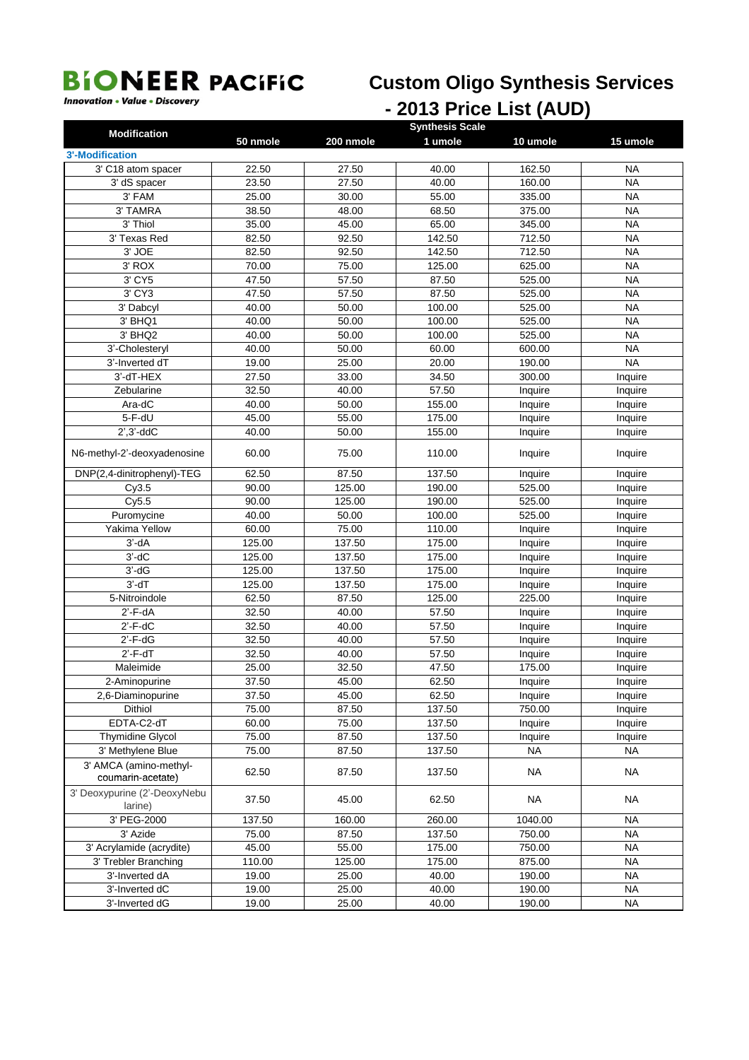# BIONEER PACIFIC

*Innovation • Value • Discovery*

## Custom Oligo Synthesis Services - 2013 Price List (AUD)

| Modification | Synthesis Scale | | | | |
|---|---|---|---|---|---|
| | 50 nmole | 200 nmole | 1 umole | 10 umole | 15 umole |
| **3'-Modification** | | | | | |
| 3' C18 atom spacer | 22.50 | 27.50 | 40.00 | 162.50 | NA |
| 3' dS spacer | 23.50 | 27.50 | 40.00 | 160.00 | NA |
| 3' FAM | 25.00 | 30.00 | 55.00 | 335.00 | NA |
| 3' TAMRA | 38.50 | 48.00 | 68.50 | 375.00 | NA |
| 3' Thiol | 35.00 | 45.00 | 65.00 | 345.00 | NA |
| 3' Texas Red | 82.50 | 92.50 | 142.50 | 712.50 | NA |
| 3' JOE | 82.50 | 92.50 | 142.50 | 712.50 | NA |
| 3' ROX | 70.00 | 75.00 | 125.00 | 625.00 | NA |
| 3' CY5 | 47.50 | 57.50 | 87.50 | 525.00 | NA |
| 3' CY3 | 47.50 | 57.50 | 87.50 | 525.00 | NA |
| 3' Dabcyl | 40.00 | 50.00 | 100.00 | 525.00 | NA |
| 3' BHQ1 | 40.00 | 50.00 | 100.00 | 525.00 | NA |
| 3' BHQ2 | 40.00 | 50.00 | 100.00 | 525.00 | NA |
| 3'-Cholesteryl | 40.00 | 50.00 | 60.00 | 600.00 | NA |
| 3'-Inverted dT | 19.00 | 25.00 | 20.00 | 190.00 | NA |
| 3'-dT-HEX | 27.50 | 33.00 | 34.50 | 300.00 | Inquire |
| Zebularine | 32.50 | 40.00 | 57.50 | Inquire | Inquire |
| Ara-dC | 40.00 | 50.00 | 155.00 | Inquire | Inquire |
| 5-F-dU | 45.00 | 55.00 | 175.00 | Inquire | Inquire |
| 2',3'-ddC | 40.00 | 50.00 | 155.00 | Inquire | Inquire |
| N6-methyl-2'-deoxyadenosine | 60.00 | 75.00 | 110.00 | Inquire | Inquire |
| DNP(2,4-dinitrophenyl)-TEG | 62.50 | 87.50 | 137.50 | Inquire | Inquire |
| Cy3.5 | 90.00 | 125.00 | 190.00 | 525.00 | Inquire |
| Cy5.5 | 90.00 | 125.00 | 190.00 | 525.00 | Inquire |
| Puromycine | 40.00 | 50.00 | 100.00 | 525.00 | Inquire |
| Yakima Yellow | 60.00 | 75.00 | 110.00 | Inquire | Inquire |
| 3'-dA | 125.00 | 137.50 | 175.00 | Inquire | Inquire |
| 3'-dC | 125.00 | 137.50 | 175.00 | Inquire | Inquire |
| 3'-dG | 125.00 | 137.50 | 175.00 | Inquire | Inquire |
| 3'-dT | 125.00 | 137.50 | 175.00 | Inquire | Inquire |
| 5-Nitroindole | 62.50 | 87.50 | 125.00 | 225.00 | Inquire |
| 2'-F-dA | 32.50 | 40.00 | 57.50 | Inquire | Inquire |
| 2'-F-dC | 32.50 | 40.00 | 57.50 | Inquire | Inquire |
| 2'-F-dG | 32.50 | 40.00 | 57.50 | Inquire | Inquire |
| 2'-F-dT | 32.50 | 40.00 | 57.50 | Inquire | Inquire |
| Maleimide | 25.00 | 32.50 | 47.50 | 175.00 | Inquire |
| 2-Aminopurine | 37.50 | 45.00 | 62.50 | Inquire | Inquire |
| 2,6-Diaminopurine | 37.50 | 45.00 | 62.50 | Inquire | Inquire |
| Dithiol | 75.00 | 87.50 | 137.50 | 750.00 | Inquire |
| EDTA-C2-dT | 60.00 | 75.00 | 137.50 | Inquire | Inquire |
| Thymidine Glycol | 75.00 | 87.50 | 137.50 | Inquire | Inquire |
| 3' Methylene Blue | 75.00 | 87.50 | 137.50 | NA | NA |
| 3' AMCA (amino-methyl-coumarin-acetate) | 62.50 | 87.50 | 137.50 | NA | NA |
| 3' Deoxypurine (2'-DeoxyNebularine) | 37.50 | 45.00 | 62.50 | NA | NA |
| 3' PEG-2000 | 137.50 | 160.00 | 260.00 | 1040.00 | NA |
| 3' Azide | 75.00 | 87.50 | 137.50 | 750.00 | NA |
| 3' Acrylamide (acrydite) | 45.00 | 55.00 | 175.00 | 750.00 | NA |
| 3' Trebler Branching | 110.00 | 125.00 | 175.00 | 875.00 | NA |
| 3'-Inverted dA | 19.00 | 25.00 | 40.00 | 190.00 | NA |
| 3'-Inverted dC | 19.00 | 25.00 | 40.00 | 190.00 | NA |
| 3'-Inverted dG | 19.00 | 25.00 | 40.00 | 190.00 | NA |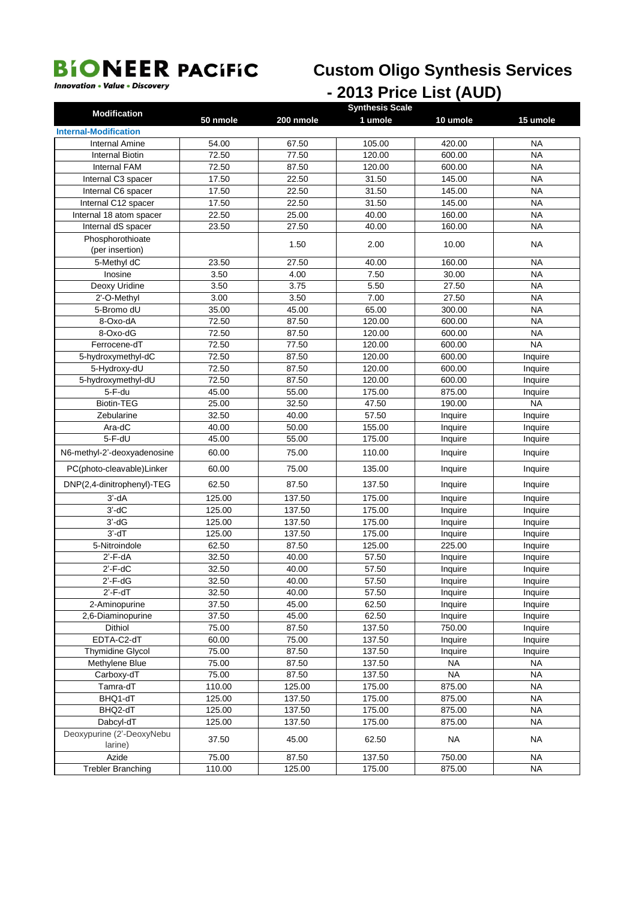# BIONEER PACIFIC

*Innovation • Value • Discovery*

## Custom Oligo Synthesis Services - 2013 Price List (AUD)

| Modification | Synthesis Scale | | | | |
|---|---|---|---|---|---|
| | 50 nmole | 200 nmole | 1 umole | 10 umole | 15 umole |
| **Internal-Modification** | | | | | |
| Internal Amine | 54.00 | 67.50 | 105.00 | 420.00 | NA |
| Internal Biotin | 72.50 | 77.50 | 120.00 | 600.00 | NA |
| Internal FAM | 72.50 | 87.50 | 120.00 | 600.00 | NA |
| Internal C3 spacer | 17.50 | 22.50 | 31.50 | 145.00 | NA |
| Internal C6 spacer | 17.50 | 22.50 | 31.50 | 145.00 | NA |
| Internal C12 spacer | 17.50 | 22.50 | 31.50 | 145.00 | NA |
| Internal 18 atom spacer | 22.50 | 25.00 | 40.00 | 160.00 | NA |
| Internal dS spacer | 23.50 | 27.50 | 40.00 | 160.00 | NA |
| Phosphorothioate (per insertion) | | 1.50 | 2.00 | 10.00 | NA |
| 5-Methyl dC | 23.50 | 27.50 | 40.00 | 160.00 | NA |
| Inosine | 3.50 | 4.00 | 7.50 | 30.00 | NA |
| Deoxy Uridine | 3.50 | 3.75 | 5.50 | 27.50 | NA |
| 2'-O-Methyl | 3.00 | 3.50 | 7.00 | 27.50 | NA |
| 5-Bromo dU | 35.00 | 45.00 | 65.00 | 300.00 | NA |
| 8-Oxo-dA | 72.50 | 87.50 | 120.00 | 600.00 | NA |
| 8-Oxo-dG | 72.50 | 87.50 | 120.00 | 600.00 | NA |
| Ferrocene-dT | 72.50 | 77.50 | 120.00 | 600.00 | NA |
| 5-hydroxymethyl-dC | 72.50 | 87.50 | 120.00 | 600.00 | Inquire |
| 5-Hydroxy-dU | 72.50 | 87.50 | 120.00 | 600.00 | Inquire |
| 5-hydroxymethyl-dU | 72.50 | 87.50 | 120.00 | 600.00 | Inquire |
| 5-F-du | 45.00 | 55.00 | 175.00 | 875.00 | Inquire |
| Biotin-TEG | 25.00 | 32.50 | 47.50 | 190.00 | NA |
| Zebularine | 32.50 | 40.00 | 57.50 | Inquire | Inquire |
| Ara-dC | 40.00 | 50.00 | 155.00 | Inquire | Inquire |
| 5-F-dU | 45.00 | 55.00 | 175.00 | Inquire | Inquire |
| N6-methyl-2'-deoxyadenosine | 60.00 | 75.00 | 110.00 | Inquire | Inquire |
| PC(photo-cleavable)Linker | 60.00 | 75.00 | 135.00 | Inquire | Inquire |
| DNP(2,4-dinitrophenyl)-TEG | 62.50 | 87.50 | 137.50 | Inquire | Inquire |
| 3'-dA | 125.00 | 137.50 | 175.00 | Inquire | Inquire |
| 3'-dC | 125.00 | 137.50 | 175.00 | Inquire | Inquire |
| 3'-dG | 125.00 | 137.50 | 175.00 | Inquire | Inquire |
| 3'-dT | 125.00 | 137.50 | 175.00 | Inquire | Inquire |
| 5-Nitroindole | 62.50 | 87.50 | 125.00 | 225.00 | Inquire |
| 2'-F-dA | 32.50 | 40.00 | 57.50 | Inquire | Inquire |
| 2'-F-dC | 32.50 | 40.00 | 57.50 | Inquire | Inquire |
| 2'-F-dG | 32.50 | 40.00 | 57.50 | Inquire | Inquire |
| 2'-F-dT | 32.50 | 40.00 | 57.50 | Inquire | Inquire |
| 2-Aminopurine | 37.50 | 45.00 | 62.50 | Inquire | Inquire |
| 2,6-Diaminopurine | 37.50 | 45.00 | 62.50 | Inquire | Inquire |
| Dithiol | 75.00 | 87.50 | 137.50 | 750.00 | Inquire |
| EDTA-C2-dT | 60.00 | 75.00 | 137.50 | Inquire | Inquire |
| Thymidine Glycol | 75.00 | 87.50 | 137.50 | Inquire | Inquire |
| Methylene Blue | 75.00 | 87.50 | 137.50 | NA | NA |
| Carboxy-dT | 75.00 | 87.50 | 137.50 | NA | NA |
| Tamra-dT | 110.00 | 125.00 | 175.00 | 875.00 | NA |
| BHQ1-dT | 125.00 | 137.50 | 175.00 | 875.00 | NA |
| BHQ2-dT | 125.00 | 137.50 | 175.00 | 875.00 | NA |
| Dabcyl-dT | 125.00 | 137.50 | 175.00 | 875.00 | NA |
| Deoxypurine (2'-DeoxyNebularine) | 37.50 | 45.00 | 62.50 | NA | NA |
| Azide | 75.00 | 87.50 | 137.50 | 750.00 | NA |
| Trebler Branching | 110.00 | 125.00 | 175.00 | 875.00 | NA |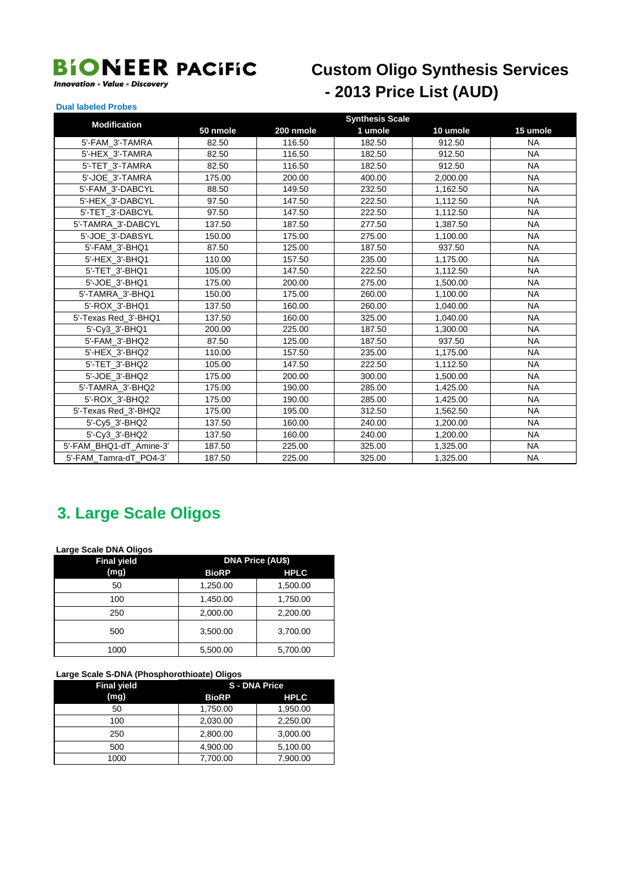# BIONEER PACIFIC

*Innovation • Value • Discovery*

## Custom Oligo Synthesis Services - 2013 Price List (AUD)

**Dual labeled Probes**

| Modification | Synthesis Scale | | | | |
|---|---|---|---|---|---|
| | 50 nmole | 200 nmole | 1 umole | 10 umole | 15 umole |
| 5'-FAM_3'-TAMRA | 82.50 | 116.50 | 182.50 | 912.50 | NA |
| 5'-HEX_3'-TAMRA | 82.50 | 116.50 | 182.50 | 912.50 | NA |
| 5'-TET_3'-TAMRA | 82.50 | 116.50 | 182.50 | 912.50 | NA |
| 5'-JOE_3'-TAMRA | 175.00 | 200.00 | 400.00 | 2,000.00 | NA |
| 5'-FAM_3'-DABCYL | 88.50 | 149.50 | 232.50 | 1,162.50 | NA |
| 5'-HEX_3'-DABCYL | 97.50 | 147.50 | 222.50 | 1,112.50 | NA |
| 5'-TET_3'-DABCYL | 97.50 | 147.50 | 222.50 | 1,112.50 | NA |
| 5'-TAMRA_3'-DABCYL | 137.50 | 187.50 | 277.50 | 1,387.50 | NA |
| 5'-JOE_3'-DABSYL | 150.00 | 175.00 | 275.00 | 1,100.00 | NA |
| 5'-FAM_3'-BHQ1 | 87.50 | 125.00 | 187.50 | 937.50 | NA |
| 5'-HEX_3'-BHQ1 | 110.00 | 157.50 | 235.00 | 1,175.00 | NA |
| 5'-TET_3'-BHQ1 | 105.00 | 147.50 | 222.50 | 1,112.50 | NA |
| 5'-JOE_3'-BHQ1 | 175.00 | 200.00 | 275.00 | 1,500.00 | NA |
| 5'-TAMRA_3'-BHQ1 | 150.00 | 175.00 | 260.00 | 1,100.00 | NA |
| 5'-ROX_3'-BHQ1 | 137.50 | 160.00 | 260.00 | 1,040.00 | NA |
| 5'-Texas Red_3'-BHQ1 | 137.50 | 160.00 | 325.00 | 1,040.00 | NA |
| 5'-Cy3_3'-BHQ1 | 200.00 | 225.00 | 187.50 | 1,300.00 | NA |
| 5'-FAM_3'-BHQ2 | 87.50 | 125.00 | 187.50 | 937.50 | NA |
| 5'-HEX_3'-BHQ2 | 110.00 | 157.50 | 235.00 | 1,175.00 | NA |
| 5'-TET_3'-BHQ2 | 105.00 | 147.50 | 222.50 | 1,112.50 | NA |
| 5'-JOE_3'-BHQ2 | 175.00 | 200.00 | 300.00 | 1,500.00 | NA |
| 5'-TAMRA_3'-BHQ2 | 175.00 | 190.00 | 285.00 | 1,425.00 | NA |
| 5'-ROX_3'-BHQ2 | 175.00 | 190.00 | 285.00 | 1,425.00 | NA |
| 5'-Texas Red_3'-BHQ2 | 175.00 | 195.00 | 312.50 | 1,562.50 | NA |
| 5'-Cy5_3'-BHQ2 | 137.50 | 160.00 | 240.00 | 1,200.00 | NA |
| 5'-Cy3_3'-BHQ2 | 137.50 | 160.00 | 240.00 | 1,200.00 | NA |
| 5'-FAM_BHQ1-dT_Amine-3' | 187.50 | 225.00 | 325.00 | 1,325.00 | NA |
| 5'-FAM_Tamra-dT_PO4-3' | 187.50 | 225.00 | 325.00 | 1,325.00 | NA |

## 3. Large Scale Oligos

**Large Scale DNA Oligos**

| Final yield (mg) | DNA Price (AU$) | |
|---|---|---|
| | BioRP | HPLC |
| 50 | 1,250.00 | 1,500.00 |
| 100 | 1,450.00 | 1,750.00 |
| 250 | 2,000.00 | 2,200.00 |
| 500 | 3,500.00 | 3,700.00 |
| 1000 | 5,500.00 | 5,700.00 |

**Large Scale S-DNA (Phosphorothioate) Oligos**

| Final yield (mg) | S - DNA Price | |
|---|---|---|
| | BioRP | HPLC |
| 50 | 1,750.00 | 1,950.00 |
| 100 | 2,030.00 | 2,250.00 |
| 250 | 2,800.00 | 3,000.00 |
| 500 | 4,900.00 | 5,100.00 |
| 1000 | 7,700.00 | 7,900.00 |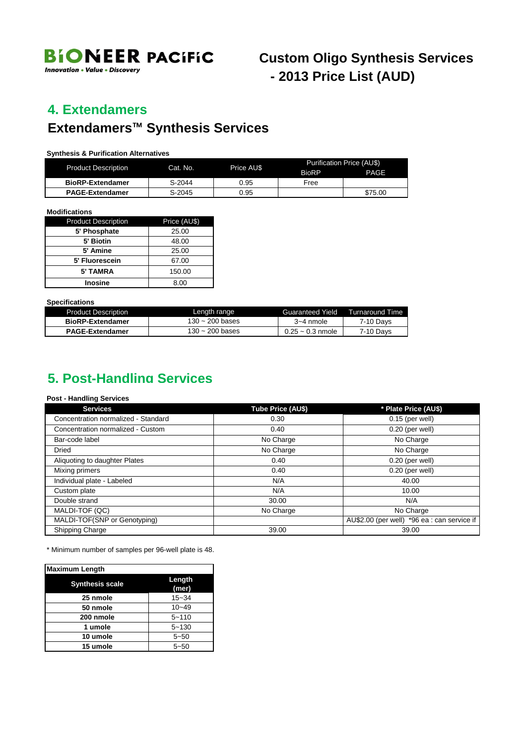# BIONEER PACIFIC

*Innovation • Value • Discovery*

# Custom Oligo Synthesis Services - 2013 Price List (AUD)

## 4. Extendamers

## Extendamers™ Synthesis Services

**Synthesis & Purification Alternatives**

| Product Description | Cat. No. | Price AU$ | Purification Price (AU$) | |
|---|---|---|---|---|
| | | | BioRP | PAGE |
| **BioRP-Extendamer** | S-2044 | 0.95 | Free | |
| **PAGE-Extendamer** | S-2045 | 0.95 | | $75.00 |

**Modifications**

| Product Description | Price (AU$) |
|---|---|
| **5' Phosphate** | 25.00 |
| **5' Biotin** | 48.00 |
| **5' Amine** | 25.00 |
| **5' Fluorescein** | 67.00 |
| **5' TAMRA** | 150.00 |
| **Inosine** | 8.00 |

**Specifications**

| Product Description | Length range | Guaranteed Yield | Turnaround Time |
|---|---|---|---|
| **BioRP-Extendamer** | 130 ~ 200 bases | 3~4 nmole | 7-10 Days |
| **PAGE-Extendamer** | 130 ~ 200 bases | 0.25 ~ 0.3 nmole | 7-10 Days |

## 5. Post-Handling Services

**Post - Handling Services**

| Services | Tube Price (AU$) | * Plate Price (AU$) |
|---|---|---|
| Concentration normalized - Standard | 0.30 | 0.15 (per well) |
| Concentration normalized - Custom | 0.40 | 0.20 (per well) |
| Bar-code label | No Charge | No Charge |
| Dried | No Charge | No Charge |
| Aliquoting to daughter Plates | 0.40 | 0.20 (per well) |
| Mixing primers | 0.40 | 0.20 (per well) |
| Individual plate - Labeled | N/A | 40.00 |
| Custom plate | N/A | 10.00 |
| Double strand | 30.00 | N/A |
| MALDI-TOF (QC) | No Charge | No Charge |
| MALDI-TOF(SNP or Genotyping) | | AU$2.00 (per well) *96 ea : can service if |
| Shipping Charge | 39.00 | 39.00 |

* Minimum number of samples per 96-well plate is 48.

| Maximum Length | |
|---|---|
| **Synthesis scale** | **Length (mer)** |
| **25 nmole** | 15~34 |
| **50 nmole** | 10~49 |
| **200 nmole** | 5~110 |
| **1 umole** | 5~130 |
| **10 umole** | 5~50 |
| **15 umole** | 5~50 |